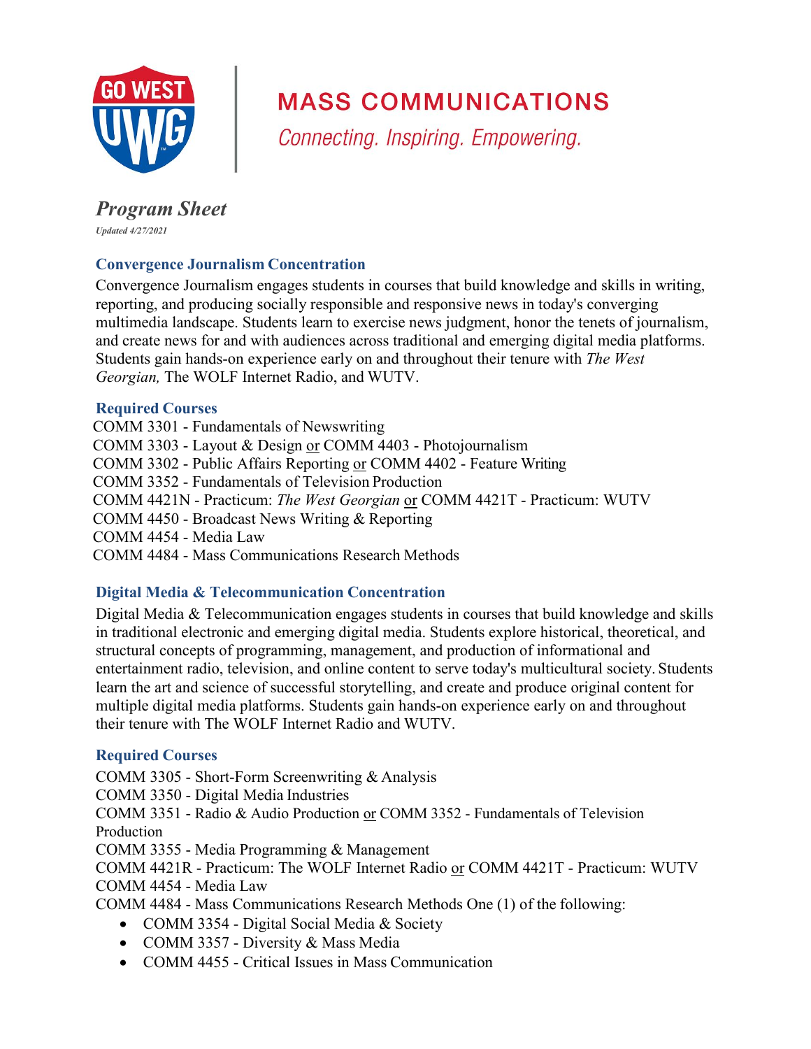# MASS COMMUNICATIONS

*Connecting. Inspiring. Empowering.*

## *Program Sheet*

*Updated 4/27/2021*

### Convergence Journalism Concentration

Convergence Journalism engages students in courses that build knowledge and skills in writing, reporting, and producing socially responsible and responsive news in today's converging multimedia landscape. Students learn to exercise news judgment, honor the tenets of journalism, and create news for and with audiences across traditional and emerging digital media platforms. Students gain hands-on experience early on and throughout their tenure with *The West Georgian,* The WOLF Internet Radio, and WUTV.

### Required Courses

COMM 3301 - Fundamentals of Newswriting
COMM 3303 - Layout & Design or COMM 4403 - Photojournalism
COMM 3302 - Public Affairs Reporting or COMM 4402 - Feature Writing
COMM 3352 - Fundamentals of Television Production
COMM 4421N - Practicum: *The West Georgian* or COMM 4421T - Practicum: WUTV
COMM 4450 - Broadcast News Writing & Reporting
COMM 4454 - Media Law
COMM 4484 - Mass Communications Research Methods

### Digital Media & Telecommunication Concentration

Digital Media & Telecommunication engages students in courses that build knowledge and skills in traditional electronic and emerging digital media. Students explore historical, theoretical, and structural concepts of programming, management, and production of informational and entertainment radio, television, and online content to serve today's multicultural society. Students learn the art and science of successful storytelling, and create and produce original content for multiple digital media platforms. Students gain hands-on experience early on and throughout their tenure with The WOLF Internet Radio and WUTV.

### Required Courses

COMM 3305 - Short-Form Screenwriting & Analysis
COMM 3350 - Digital Media Industries
COMM 3351 - Radio & Audio Production or COMM 3352 - Fundamentals of Television Production
COMM 3355 - Media Programming & Management
COMM 4421R - Practicum: The WOLF Internet Radio or COMM 4421T - Practicum: WUTV
COMM 4454 - Media Law
COMM 4484 - Mass Communications Research Methods One (1) of the following:

- COMM 3354 - Digital Social Media & Society
- COMM 3357 - Diversity & Mass Media
- COMM 4455 - Critical Issues in Mass Communication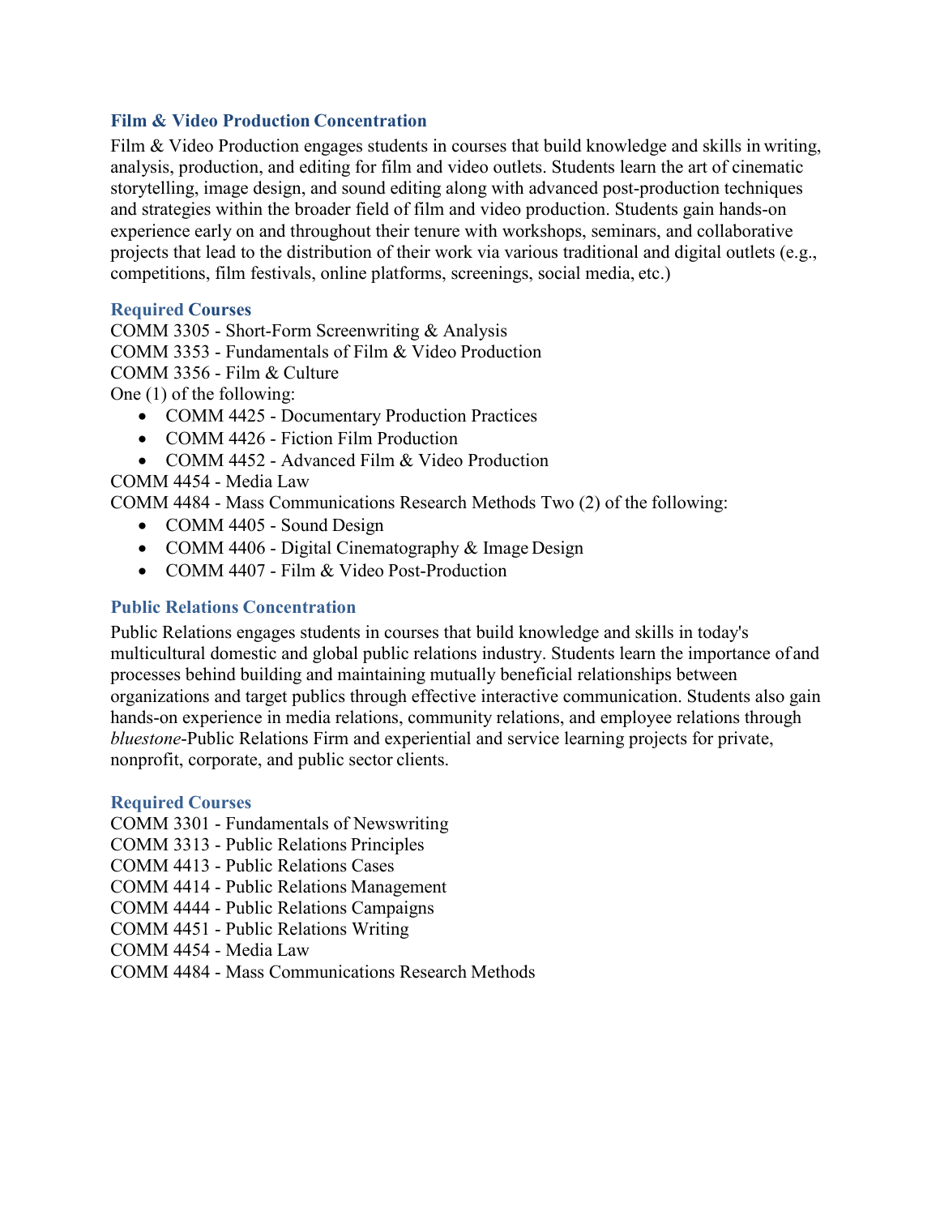### Film & Video Production Concentration

Film & Video Production engages students in courses that build knowledge and skills in writing, analysis, production, and editing for film and video outlets. Students learn the art of cinematic storytelling, image design, and sound editing along with advanced post-production techniques and strategies within the broader field of film and video production. Students gain hands-on experience early on and throughout their tenure with workshops, seminars, and collaborative projects that lead to the distribution of their work via various traditional and digital outlets (e.g., competitions, film festivals, online platforms, screenings, social media, etc.)

#### Required Courses

COMM 3305 - Short-Form Screenwriting & Analysis
COMM 3353 - Fundamentals of Film & Video Production
COMM 3356 - Film & Culture
One (1) of the following:

- COMM 4425 - Documentary Production Practices
- COMM 4426 - Fiction Film Production
- COMM 4452 - Advanced Film & Video Production

COMM 4454 - Media Law
COMM 4484 - Mass Communications Research Methods Two (2) of the following:

- COMM 4405 - Sound Design
- COMM 4406 - Digital Cinematography & Image Design
- COMM 4407 - Film & Video Post-Production

### Public Relations Concentration

Public Relations engages students in courses that build knowledge and skills in today's multicultural domestic and global public relations industry. Students learn the importance of and processes behind building and maintaining mutually beneficial relationships between organizations and target publics through effective interactive communication. Students also gain hands-on experience in media relations, community relations, and employee relations through *bluestone*-Public Relations Firm and experiential and service learning projects for private, nonprofit, corporate, and public sector clients.

#### Required Courses

COMM 3301 - Fundamentals of Newswriting
COMM 3313 - Public Relations Principles
COMM 4413 - Public Relations Cases
COMM 4414 - Public Relations Management
COMM 4444 - Public Relations Campaigns
COMM 4451 - Public Relations Writing
COMM 4454 - Media Law
COMM 4484 - Mass Communications Research Methods